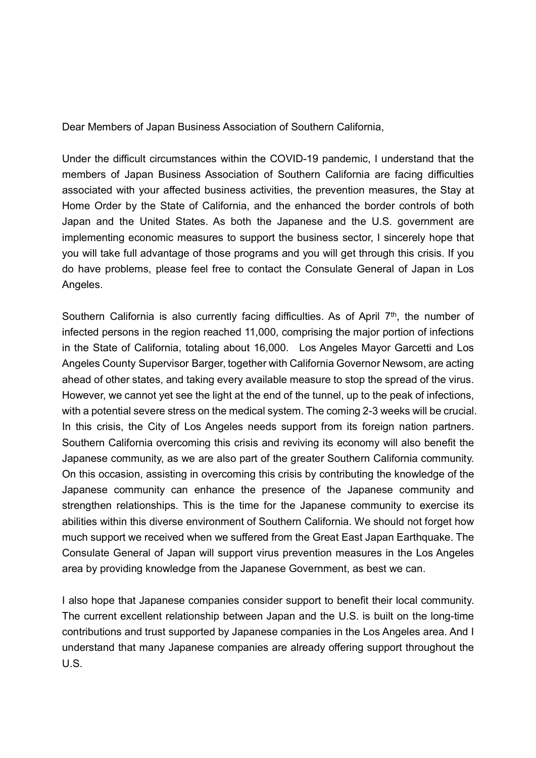Dear Members of Japan Business Association of Southern California,

Under the difficult circumstances within the COVID-19 pandemic, I understand that the members of Japan Business Association of Southern California are facing difficulties associated with your affected business activities, the prevention measures, the Stay at Home Order by the State of California, and the enhanced the border controls of both Japan and the United States. As both the Japanese and the U.S. government are implementing economic measures to support the business sector, I sincerely hope that you will take full advantage of those programs and you will get through this crisis. If you do have problems, please feel free to contact the Consulate General of Japan in Los Angeles.

Southern California is also currently facing difficulties. As of April 7th, the number of infected persons in the region reached 11,000, comprising the major portion of infections in the State of California, totaling about 16,000. Los Angeles Mayor Garcetti and Los Angeles County Supervisor Barger, together with California Governor Newsom, are acting ahead of other states, and taking every available measure to stop the spread of the virus. However, we cannot yet see the light at the end of the tunnel, up to the peak of infections, with a potential severe stress on the medical system. The coming 2-3 weeks will be crucial. In this crisis, the City of Los Angeles needs support from its foreign nation partners. Southern California overcoming this crisis and reviving its economy will also benefit the Japanese community, as we are also part of the greater Southern California community. On this occasion, assisting in overcoming this crisis by contributing the knowledge of the Japanese community can enhance the presence of the Japanese community and strengthen relationships. This is the time for the Japanese community to exercise its abilities within this diverse environment of Southern California. We should not forget how much support we received when we suffered from the Great East Japan Earthquake. The Consulate General of Japan will support virus prevention measures in the Los Angeles area by providing knowledge from the Japanese Government, as best we can.

I also hope that Japanese companies consider support to benefit their local community. The current excellent relationship between Japan and the U.S. is built on the long-time contributions and trust supported by Japanese companies in the Los Angeles area. And I understand that many Japanese companies are already offering support throughout the U.S.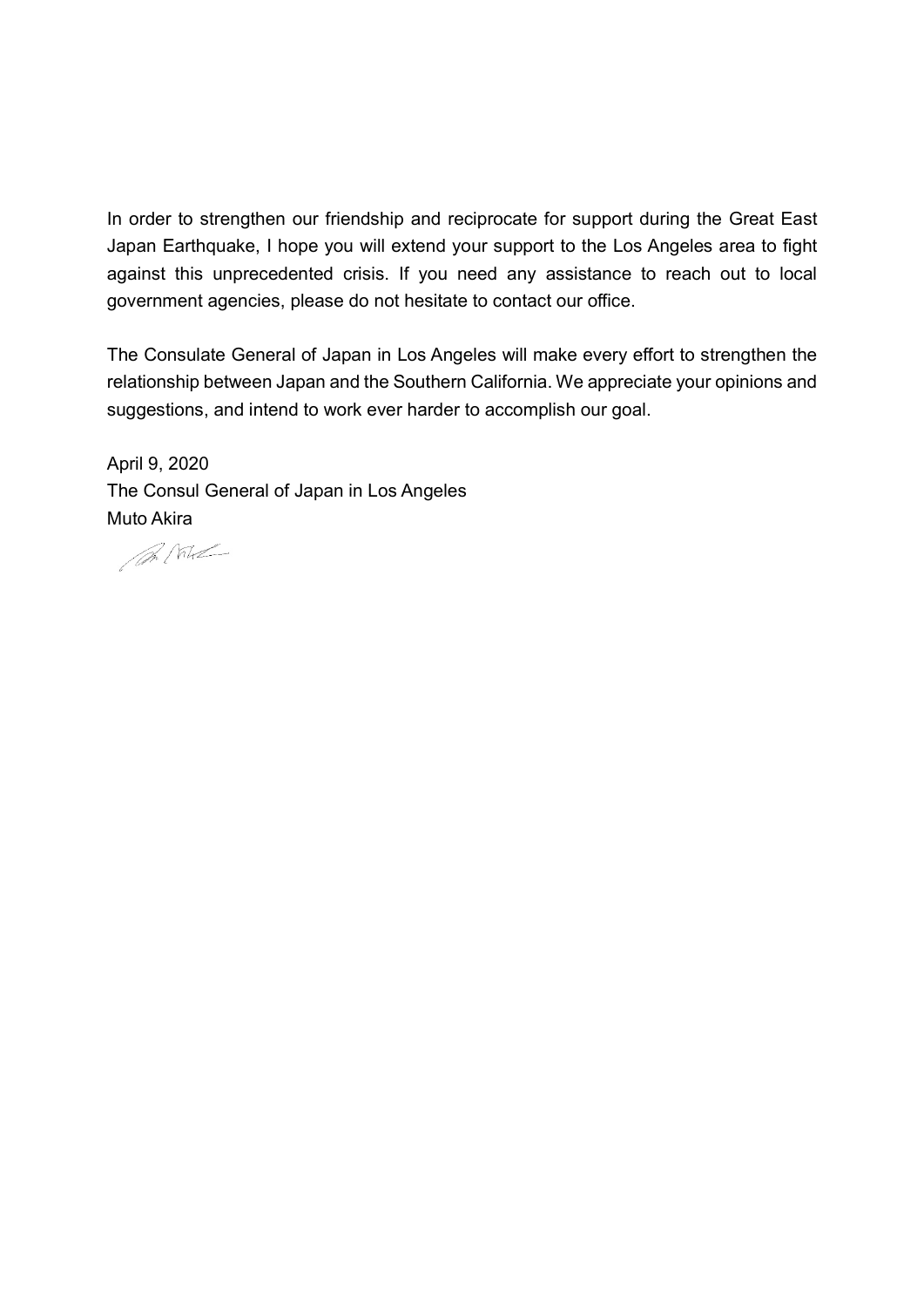In order to strengthen our friendship and reciprocate for support during the Great East Japan Earthquake, I hope you will extend your support to the Los Angeles area to fight against this unprecedented crisis. If you need any assistance to reach out to local government agencies, please do not hesitate to contact our office.

The Consulate General of Japan in Los Angeles will make every effort to strengthen the relationship between Japan and the Southern California. We appreciate your opinions and suggestions, and intend to work ever harder to accomplish our goal.

April 9, 2020
The Consul General of Japan in Los Angeles
Muto Akira